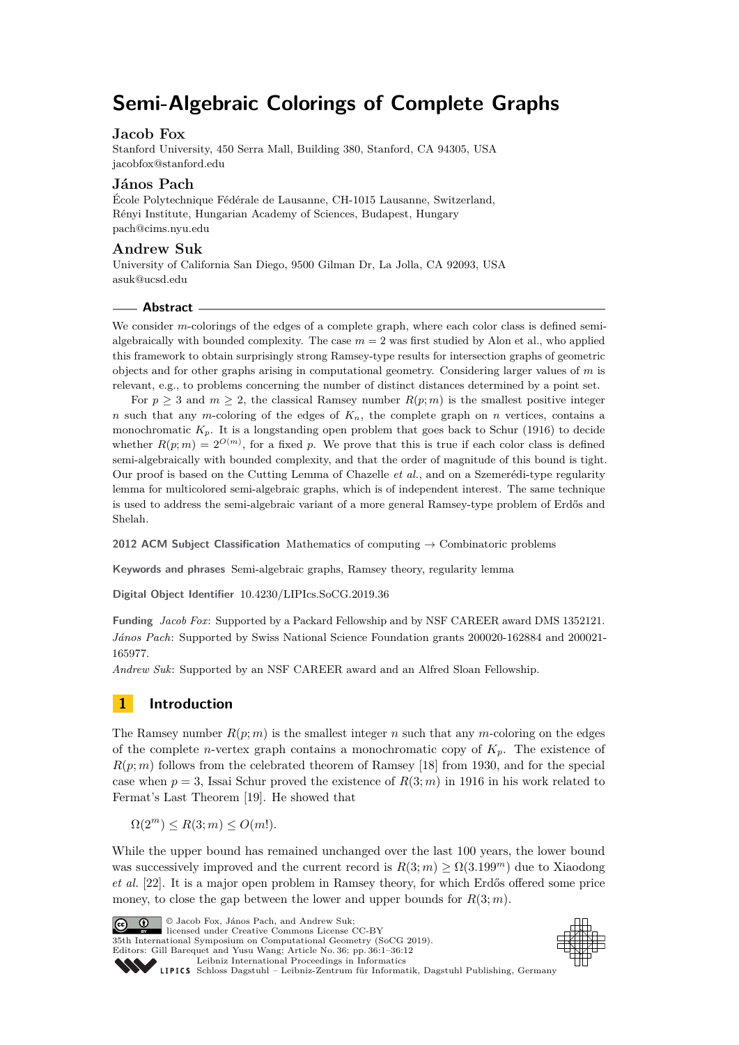# Semi-Algebraic Colorings of Complete Graphs

## Jacob Fox

Stanford University, 450 Serra Mall, Building 380, Stanford, CA 94305, USA
jacobfox@stanford.edu

## János Pach

École Polytechnique Fédérale de Lausanne, CH-1015 Lausanne, Switzerland,
Rényi Institute, Hungarian Academy of Sciences, Budapest, Hungary
pach@cims.nyu.edu

## Andrew Suk

University of California San Diego, 9500 Gilman Dr, La Jolla, CA 92093, USA
asuk@ucsd.edu

### Abstract

We consider $m$-colorings of the edges of a complete graph, where each color class is defined semi-algebraically with bounded complexity. The case $m = 2$ was first studied by Alon et al., who applied this framework to obtain surprisingly strong Ramsey-type results for intersection graphs of geometric objects and for other graphs arising in computational geometry. Considering larger values of $m$ is relevant, e.g., to problems concerning the number of distinct distances determined by a point set.

For $p \geq 3$ and $m \geq 2$, the classical Ramsey number $R(p; m)$ is the smallest positive integer $n$ such that any $m$-coloring of the edges of $K_n$, the complete graph on $n$ vertices, contains a monochromatic $K_p$. It is a longstanding open problem that goes back to Schur (1916) to decide whether $R(p; m) = 2^{O(m)}$, for a fixed $p$. We prove that this is true if each color class is defined semi-algebraically with bounded complexity, and that the order of magnitude of this bound is tight. Our proof is based on the Cutting Lemma of Chazelle *et al.*, and on a Szemerédi-type regularity lemma for multicolored semi-algebraic graphs, which is of independent interest. The same technique is used to address the semi-algebraic variant of a more general Ramsey-type problem of Erdős and Shelah.

**2012 ACM Subject Classification** Mathematics of computing → Combinatoric problems

**Keywords and phrases** Semi-algebraic graphs, Ramsey theory, regularity lemma

**Digital Object Identifier** 10.4230/LIPIcs.SoCG.2019.36

**Funding** *Jacob Fox*: Supported by a Packard Fellowship and by NSF CAREER award DMS 1352121.
*János Pach*: Supported by Swiss National Science Foundation grants 200020-162884 and 200021-165977.
*Andrew Suk*: Supported by an NSF CAREER award and an Alfred Sloan Fellowship.

## 1 Introduction

The Ramsey number $R(p; m)$ is the smallest integer $n$ such that any $m$-coloring on the edges of the complete $n$-vertex graph contains a monochromatic copy of $K_p$. The existence of $R(p; m)$ follows from the celebrated theorem of Ramsey [18] from 1930, and for the special case when $p = 3$, Issai Schur proved the existence of $R(3; m)$ in 1916 in his work related to Fermat's Last Theorem [19]. He showed that

$$\Omega(2^m) \leq R(3; m) \leq O(m!).$$

While the upper bound has remained unchanged over the last 100 years, the lower bound was successively improved and the current record is $R(3; m) \geq \Omega(3.199^m)$ due to Xiaodong *et al.* [22]. It is a major open problem in Ramsey theory, for which Erdős offered some price money, to close the gap between the lower and upper bounds for $R(3; m)$.

© Jacob Fox, János Pach, and Andrew Suk;
licensed under Creative Commons License CC-BY
35th International Symposium on Computational Geometry (SoCG 2019).
Editors: Gill Barequet and Yusu Wang; Article No. 36; pp. 36:1–36:12
Leibniz International Proceedings in Informatics
LIPICS Schloss Dagstuhl – Leibniz-Zentrum für Informatik, Dagstuhl Publishing, Germany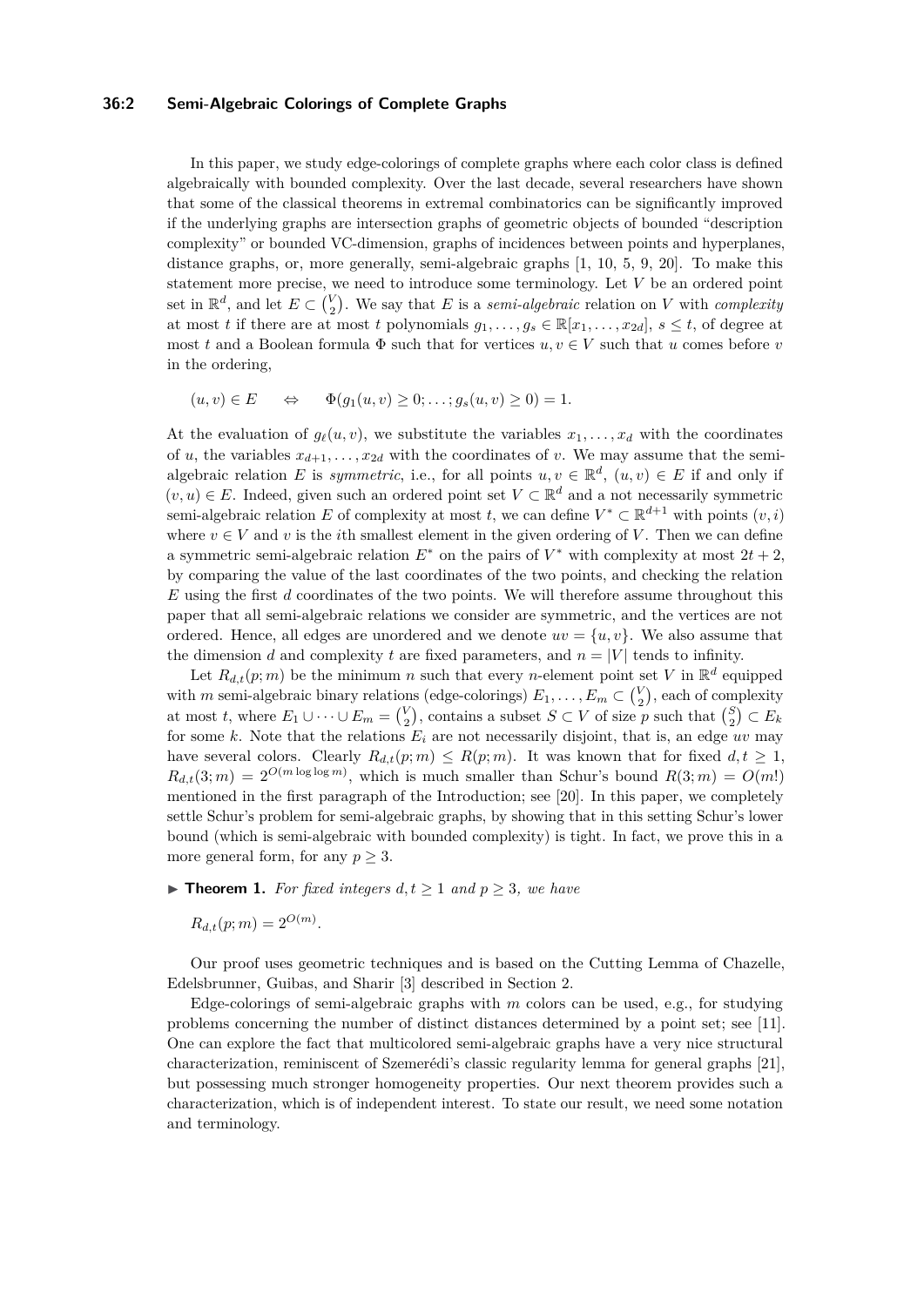In this paper, we study edge-colorings of complete graphs where each color class is defined algebraically with bounded complexity. Over the last decade, several researchers have shown that some of the classical theorems in extremal combinatorics can be significantly improved if the underlying graphs are intersection graphs of geometric objects of bounded "description complexity" or bounded VC-dimension, graphs of incidences between points and hyperplanes, distance graphs, or, more generally, semi-algebraic graphs [1, 10, 5, 9, 20]. To make this statement more precise, we need to introduce some terminology. Let $V$ be an ordered point set in $\mathbb{R}^d$, and let $E \subset \binom{V}{2}$. We say that $E$ is a *semi-algebraic* relation on $V$ with *complexity* at most $t$ if there are at most $t$ polynomials $g_1, \ldots, g_s \in \mathbb{R}[x_1, \ldots, x_{2d}]$, $s \leq t$, of degree at most $t$ and a Boolean formula $\Phi$ such that for vertices $u, v \in V$ such that $u$ comes before $v$ in the ordering,

$$(u, v) \in E \quad \Leftrightarrow \quad \Phi(g_1(u, v) \geq 0; \ldots; g_s(u, v) \geq 0) = 1.$$

At the evaluation of $g_\ell(u, v)$, we substitute the variables $x_1, \ldots, x_d$ with the coordinates of $u$, the variables $x_{d+1}, \ldots, x_{2d}$ with the coordinates of $v$. We may assume that the semi-algebraic relation $E$ is *symmetric*, i.e., for all points $u, v \in \mathbb{R}^d$, $(u, v) \in E$ if and only if $(v, u) \in E$. Indeed, given such an ordered point set $V \subset \mathbb{R}^d$ and a not necessarily symmetric semi-algebraic relation $E$ of complexity at most $t$, we can define $V^* \subset \mathbb{R}^{d+1}$ with points $(v, i)$ where $v \in V$ and $v$ is the $i$th smallest element in the given ordering of $V$. Then we can define a symmetric semi-algebraic relation $E^*$ on the pairs of $V^*$ with complexity at most $2t + 2$, by comparing the value of the last coordinates of the two points, and checking the relation $E$ using the first $d$ coordinates of the two points. We will therefore assume throughout this paper that all semi-algebraic relations we consider are symmetric, and the vertices are not ordered. Hence, all edges are unordered and we denote $uv = \{u, v\}$. We also assume that the dimension $d$ and complexity $t$ are fixed parameters, and $n = |V|$ tends to infinity.

Let $R_{d,t}(p; m)$ be the minimum $n$ such that every $n$-element point set $V$ in $\mathbb{R}^d$ equipped with $m$ semi-algebraic binary relations (edge-colorings) $E_1, \ldots, E_m \subset \binom{V}{2}$, each of complexity at most $t$, where $E_1 \cup \cdots \cup E_m = \binom{V}{2}$, contains a subset $S \subset V$ of size $p$ such that $\binom{S}{2} \subset E_k$ for some $k$. Note that the relations $E_i$ are not necessarily disjoint, that is, an edge $uv$ may have several colors. Clearly $R_{d,t}(p; m) \leq R(p; m)$. It was known that for fixed $d, t \geq 1$, $R_{d,t}(3; m) = 2^{O(m \log \log m)}$, which is much smaller than Schur's bound $R(3; m) = O(m!)$ mentioned in the first paragraph of the Introduction; see [20]. In this paper, we completely settle Schur's problem for semi-algebraic graphs, by showing that in this setting Schur's lower bound (which is semi-algebraic with bounded complexity) is tight. In fact, we prove this in a more general form, for any $p \geq 3$.

▶ **Theorem 1.** *For fixed integers $d, t \geq 1$ and $p \geq 3$, we have*

$$R_{d,t}(p; m) = 2^{O(m)}.$$

Our proof uses geometric techniques and is based on the Cutting Lemma of Chazelle, Edelsbrunner, Guibas, and Sharir [3] described in Section 2.

Edge-colorings of semi-algebraic graphs with $m$ colors can be used, e.g., for studying problems concerning the number of distinct distances determined by a point set; see [11]. One can explore the fact that multicolored semi-algebraic graphs have a very nice structural characterization, reminiscent of Szemerédi's classic regularity lemma for general graphs [21], but possessing much stronger homogeneity properties. Our next theorem provides such a characterization, which is of independent interest. To state our result, we need some notation and terminology.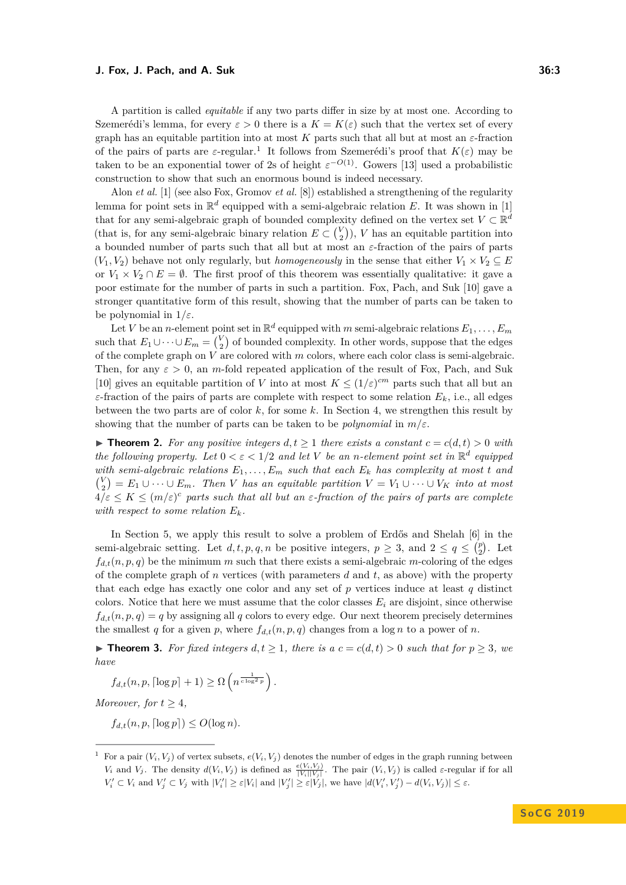A partition is called *equitable* if any two parts differ in size by at most one. According to Szemerédi's lemma, for every $\varepsilon > 0$ there is a $K = K(\varepsilon)$ such that the vertex set of every graph has an equitable partition into at most $K$ parts such that all but at most an $\varepsilon$-fraction of the pairs of parts are $\varepsilon$-regular.[1] It follows from Szemerédi's proof that $K(\varepsilon)$ may be taken to be an exponential tower of 2s of height $\varepsilon^{-O(1)}$. Gowers [13] used a probabilistic construction to show that such an enormous bound is indeed necessary.

Alon *et al.* [1] (see also Fox, Gromov *et al.* [8]) established a strengthening of the regularity lemma for point sets in $\mathbb{R}^d$ equipped with a semi-algebraic relation $E$. It was shown in [1] that for any semi-algebraic graph of bounded complexity defined on the vertex set $V \subset \mathbb{R}^d$ (that is, for any semi-algebraic binary relation $E \subset \binom{V}{2}$), $V$ has an equitable partition into a bounded number of parts such that all but at most an $\varepsilon$-fraction of the pairs of parts $(V_1, V_2)$ behave not only regularly, but *homogeneously* in the sense that either $V_1 \times V_2 \subseteq E$ or $V_1 \times V_2 \cap E = \emptyset$. The first proof of this theorem was essentially qualitative: it gave a poor estimate for the number of parts in such a partition. Fox, Pach, and Suk [10] gave a stronger quantitative form of this result, showing that the number of parts can be taken to be polynomial in $1/\varepsilon$.

Let $V$ be an $n$-element point set in $\mathbb{R}^d$ equipped with $m$ semi-algebraic relations $E_1, \ldots, E_m$ such that $E_1 \cup \cdots \cup E_m = \binom{V}{2}$ of bounded complexity. In other words, suppose that the edges of the complete graph on $V$ are colored with $m$ colors, where each color class is semi-algebraic. Then, for any $\varepsilon > 0$, an $m$-fold repeated application of the result of Fox, Pach, and Suk [10] gives an equitable partition of $V$ into at most $K \leq (1/\varepsilon)^{cm}$ parts such that all but an $\varepsilon$-fraction of the pairs of parts are complete with respect to some relation $E_k$, i.e., all edges between the two parts are of color $k$, for some $k$. In Section 4, we strengthen this result by showing that the number of parts can be taken to be *polynomial* in $m/\varepsilon$.

▶ **Theorem 2.** *For any positive integers $d, t \geq 1$ there exists a constant $c = c(d,t) > 0$ with the following property. Let $0 < \varepsilon < 1/2$ and let $V$ be an $n$-element point set in $\mathbb{R}^d$ equipped with semi-algebraic relations $E_1, \ldots, E_m$ such that each $E_k$ has complexity at most $t$ and $\binom{V}{2} = E_1 \cup \cdots \cup E_m$. Then $V$ has an equitable partition $V = V_1 \cup \cdots \cup V_K$ into at most $4/\varepsilon \leq K \leq (m/\varepsilon)^c$ parts such that all but an $\varepsilon$-fraction of the pairs of parts are complete with respect to some relation $E_k$.*

In Section 5, we apply this result to solve a problem of Erdős and Shelah [6] in the semi-algebraic setting. Let $d, t, p, q, n$ be positive integers, $p \geq 3$, and $2 \leq q \leq \binom{p}{2}$. Let $f_{d,t}(n, p, q)$ be the minimum $m$ such that there exists a semi-algebraic $m$-coloring of the edges of the complete graph of $n$ vertices (with parameters $d$ and $t$, as above) with the property that each edge has exactly one color and any set of $p$ vertices induce at least $q$ distinct colors. Notice that here we must assume that the color classes $E_i$ are disjoint, since otherwise $f_{d,t}(n, p, q) = q$ by assigning all $q$ colors to every edge. Our next theorem precisely determines the smallest $q$ for a given $p$, where $f_{d,t}(n, p, q)$ changes from a $\log n$ to a power of $n$.

▶ **Theorem 3.** *For fixed integers $d, t \geq 1$, there is a $c = c(d,t) > 0$ such that for $p \geq 3$, we have*

$$f_{d,t}(n, p, \lceil \log p \rceil + 1) \geq \Omega\left(n^{\frac{1}{c \log^2 p}}\right).$$

*Moreover, for $t \geq 4$,*

$$f_{d,t}(n, p, \lceil \log p \rceil) \leq O(\log n).$$

[1] For a pair $(V_i, V_j)$ of vertex subsets, $e(V_i, V_j)$ denotes the number of edges in the graph running between $V_i$ and $V_j$. The density $d(V_i, V_j)$ is defined as $\frac{e(V_i,V_j)}{|V_i||V_j|}$. The pair $(V_i, V_j)$ is called $\varepsilon$-regular if for all $V_i' \subset V_i$ and $V_j' \subset V_j$ with $|V_i'| \geq \varepsilon|V_i|$ and $|V_j'| \geq \varepsilon|V_j|$, we have $|d(V_i', V_j') - d(V_i, V_j)| \leq \varepsilon$.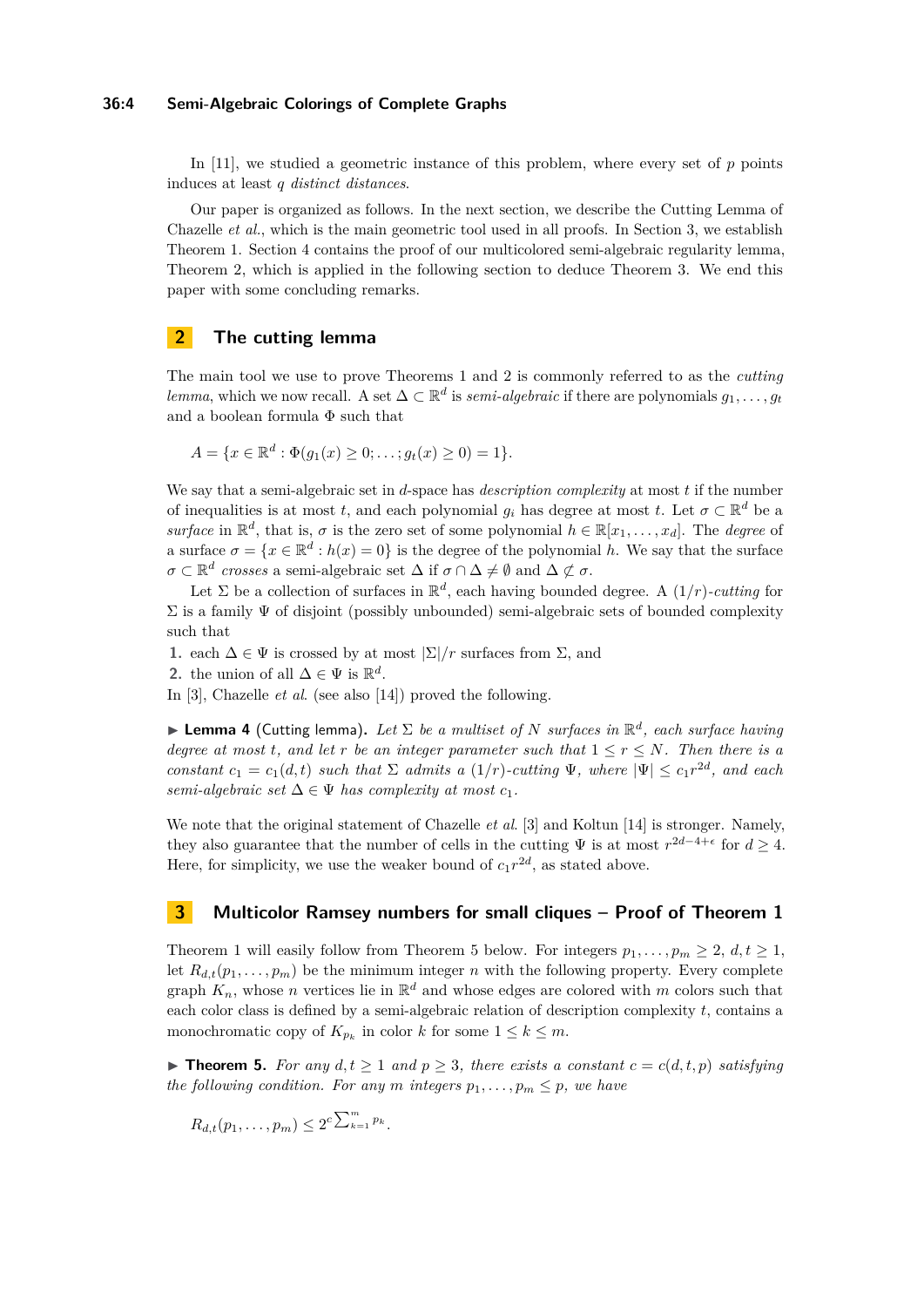In [11], we studied a geometric instance of this problem, where every set of $p$ points induces at least $q$ *distinct distances*.

Our paper is organized as follows. In the next section, we describe the Cutting Lemma of Chazelle *et al.*, which is the main geometric tool used in all proofs. In Section 3, we establish Theorem 1. Section 4 contains the proof of our multicolored semi-algebraic regularity lemma, Theorem 2, which is applied in the following section to deduce Theorem 3. We end this paper with some concluding remarks.

## 2 The cutting lemma

The main tool we use to prove Theorems 1 and 2 is commonly referred to as the *cutting lemma*, which we now recall. A set $\Delta \subset \mathbb{R}^d$ is *semi-algebraic* if there are polynomials $g_1, \ldots, g_t$ and a boolean formula $\Phi$ such that

$$A = \{x \in \mathbb{R}^d : \Phi(g_1(x) \geq 0; \ldots; g_t(x) \geq 0) = 1\}.$$

We say that a semi-algebraic set in $d$-space has *description complexity* at most $t$ if the number of inequalities is at most $t$, and each polynomial $g_i$ has degree at most $t$. Let $\sigma \subset \mathbb{R}^d$ be a *surface* in $\mathbb{R}^d$, that is, $\sigma$ is the zero set of some polynomial $h \in \mathbb{R}[x_1, \ldots, x_d]$. The *degree* of a surface $\sigma = \{x \in \mathbb{R}^d : h(x) = 0\}$ is the degree of the polynomial $h$. We say that the surface $\sigma \subset \mathbb{R}^d$ *crosses* a semi-algebraic set $\Delta$ if $\sigma \cap \Delta \neq \emptyset$ and $\Delta \not\subset \sigma$.

Let $\Sigma$ be a collection of surfaces in $\mathbb{R}^d$, each having bounded degree. A $(1/r)$*-cutting* for $\Sigma$ is a family $\Psi$ of disjoint (possibly unbounded) semi-algebraic sets of bounded complexity such that

1. each $\Delta \in \Psi$ is crossed by at most $|\Sigma|/r$ surfaces from $\Sigma$, and
2. the union of all $\Delta \in \Psi$ is $\mathbb{R}^d$.

In [3], Chazelle *et al.* (see also [14]) proved the following.

▶ **Lemma 4** (Cutting lemma)**.** *Let $\Sigma$ be a multiset of $N$ surfaces in $\mathbb{R}^d$, each surface having degree at most $t$, and let $r$ be an integer parameter such that $1 \leq r \leq N$. Then there is a constant $c_1 = c_1(d,t)$ such that $\Sigma$ admits a $(1/r)$-cutting $\Psi$, where $|\Psi| \leq c_1 r^{2d}$, and each semi-algebraic set $\Delta \in \Psi$ has complexity at most $c_1$.*

We note that the original statement of Chazelle *et al.* [3] and Koltun [14] is stronger. Namely, they also guarantee that the number of cells in the cutting $\Psi$ is at most $r^{2d-4+\epsilon}$ for $d \geq 4$. Here, for simplicity, we use the weaker bound of $c_1 r^{2d}$, as stated above.

## 3 Multicolor Ramsey numbers for small cliques – Proof of Theorem 1

Theorem 1 will easily follow from Theorem 5 below. For integers $p_1, \ldots, p_m \geq 2$, $d, t \geq 1$, let $R_{d,t}(p_1, \ldots, p_m)$ be the minimum integer $n$ with the following property. Every complete graph $K_n$, whose $n$ vertices lie in $\mathbb{R}^d$ and whose edges are colored with $m$ colors such that each color class is defined by a semi-algebraic relation of description complexity $t$, contains a monochromatic copy of $K_{p_k}$ in color $k$ for some $1 \leq k \leq m$.

▶ **Theorem 5.** *For any $d, t \geq 1$ and $p \geq 3$, there exists a constant $c = c(d,t,p)$ satisfying the following condition. For any $m$ integers $p_1, \ldots, p_m \leq p$, we have*

$$R_{d,t}(p_1, \ldots, p_m) \leq 2^{c \sum_{k=1}^{m} p_k}.$$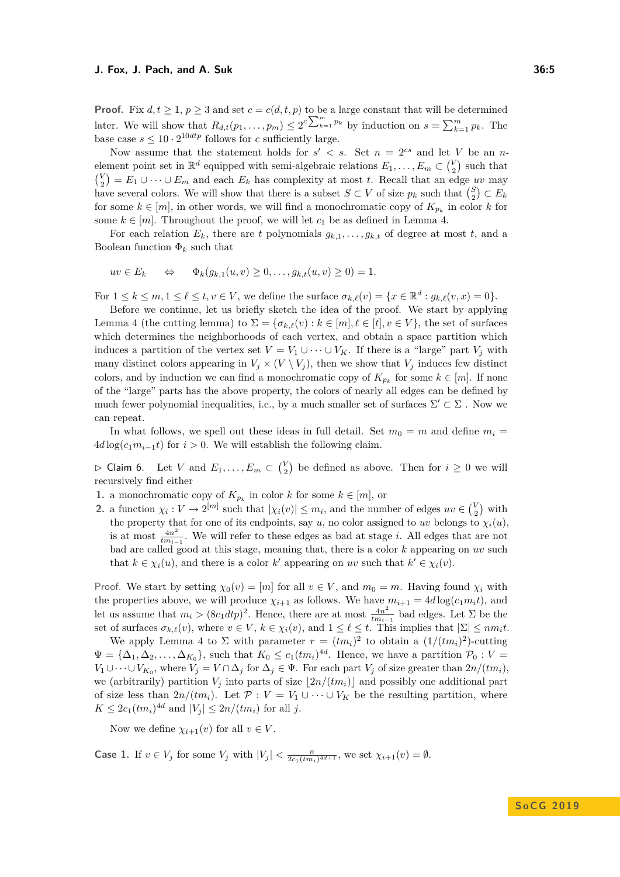**Proof.** Fix $d, t \geq 1$, $p \geq 3$ and set $c = c(d,t,p)$ to be a large constant that will be determined later. We will show that $R_{d,t}(p_1,\ldots,p_m) \leq 2^{c\sum_{k=1}^m p_k}$ by induction on $s = \sum_{k=1}^m p_k$. The base case $s \leq 10 \cdot 2^{10dtp}$ follows for $c$ sufficiently large.

Now assume that the statement holds for $s' < s$. Set $n = 2^{cs}$ and let $V$ be an $n$-element point set in $\mathbb{R}^d$ equipped with semi-algebraic relations $E_1,\ldots,E_m \subset \binom{V}{2}$ such that $\binom{V}{2} = E_1 \cup \cdots \cup E_m$ and each $E_k$ has complexity at most $t$. Recall that an edge $uv$ may have several colors. We will show that there is a subset $S \subset V$ of size $p_k$ such that $\binom{S}{2} \subset E_k$ for some $k \in [m]$, in other words, we will find a monochromatic copy of $K_{p_k}$ in color $k$ for some $k \in [m]$. Throughout the proof, we will let $c_1$ be as defined in Lemma 4.

For each relation $E_k$, there are $t$ polynomials $g_{k,1},\ldots,g_{k,t}$ of degree at most $t$, and a Boolean function $\Phi_k$ such that

$$uv \in E_k \quad \Leftrightarrow \quad \Phi_k(g_{k,1}(u,v) \geq 0, \ldots, g_{k,t}(u,v) \geq 0) = 1.$$

For $1 \leq k \leq m, 1 \leq \ell \leq t, v \in V$, we define the surface $\sigma_{k,\ell}(v) = \{x \in \mathbb{R}^d : g_{k,\ell}(v,x) = 0\}$.

Before we continue, let us briefly sketch the idea of the proof. We start by applying Lemma 4 (the cutting lemma) to $\Sigma = \{\sigma_{k,\ell}(v) : k \in [m], \ell \in [t], v \in V\}$, the set of surfaces which determines the neighborhoods of each vertex, and obtain a space partition which induces a partition of the vertex set $V = V_1 \cup \cdots \cup V_K$. If there is a "large" part $V_j$ with many distinct colors appearing in $V_j \times (V \setminus V_j)$, then we show that $V_j$ induces few distinct colors, and by induction we can find a monochromatic copy of $K_{p_k}$ for some $k \in [m]$. If none of the "large" parts has the above property, the colors of nearly all edges can be defined by much fewer polynomial inequalities, i.e., by a much smaller set of surfaces $\Sigma' \subset \Sigma$ . Now we can repeat.

In what follows, we spell out these ideas in full detail. Set $m_0 = m$ and define $m_i = 4d\log(c_1 m_{i-1}t)$ for $i > 0$. We will establish the following claim.

▷ Claim 6. Let $V$ and $E_1,\ldots,E_m \subset \binom{V}{2}$ be defined as above. Then for $i \geq 0$ we will recursively find either

1. a monochromatic copy of $K_{p_k}$ in color $k$ for some $k \in [m]$, or
2. a function $\chi_i : V \to 2^{[m]}$ such that $|\chi_i(v)| \leq m_i$, and the number of edges $uv \in \binom{V}{2}$ with the property that for one of its endpoints, say $u$, no color assigned to $uv$ belongs to $\chi_i(u)$, is at most $\frac{4n^2}{tm_{i-1}}$. We will refer to these edges as bad at stage $i$. All edges that are not bad are called good at this stage, meaning that, there is a color $k$ appearing on $uv$ such that $k \in \chi_i(u)$, and there is a color $k'$ appearing on $uv$ such that $k' \in \chi_i(v)$.

Proof. We start by setting $\chi_0(v) = [m]$ for all $v \in V$, and $m_0 = m$. Having found $\chi_i$ with the properties above, we will produce $\chi_{i+1}$ as follows. We have $m_{i+1} = 4d\log(c_1 m_i t)$, and let us assume that $m_i > (8c_1 dtp)^2$. Hence, there are at most $\frac{4n^2}{tm_{i-1}}$ bad edges. Let $\Sigma$ be the set of surfaces $\sigma_{k,\ell}(v)$, where $v \in V$, $k \in \chi_i(v)$, and $1 \leq \ell \leq t$. This implies that $|\Sigma| \leq nm_i t$.

We apply Lemma 4 to $\Sigma$ with parameter $r = (tm_i)^2$ to obtain a $(1/(tm_i)^2)$-cutting $\Psi = \{\Delta_1, \Delta_2, \ldots, \Delta_{K_0}\}$, such that $K_0 \leq c_1(tm_i)^{4d}$. Hence, we have a partition $\mathcal{P}_0 : V = V_1 \cup \cdots \cup V_{K_0}$, where $V_j = V \cap \Delta_j$ for $\Delta_j \in \Psi$. For each part $V_j$ of size greater than $2n/(tm_i)$, we (arbitrarily) partition $V_j$ into parts of size $\lfloor 2n/(tm_i) \rfloor$ and possibly one additional part of size less than $2n/(tm_i)$. Let $\mathcal{P} : V = V_1 \cup \cdots \cup V_K$ be the resulting partition, where $K \leq 2c_1(tm_i)^{4d}$ and $|V_j| \leq 2n/(tm_i)$ for all $j$.

Now we define $\chi_{i+1}(v)$ for all $v \in V$.

**Case 1.** If $v \in V_j$ for some $V_j$ with $|V_j| < \frac{n}{2c_1(tm_i)^{4d+1}}$, we set $\chi_{i+1}(v) = \emptyset$.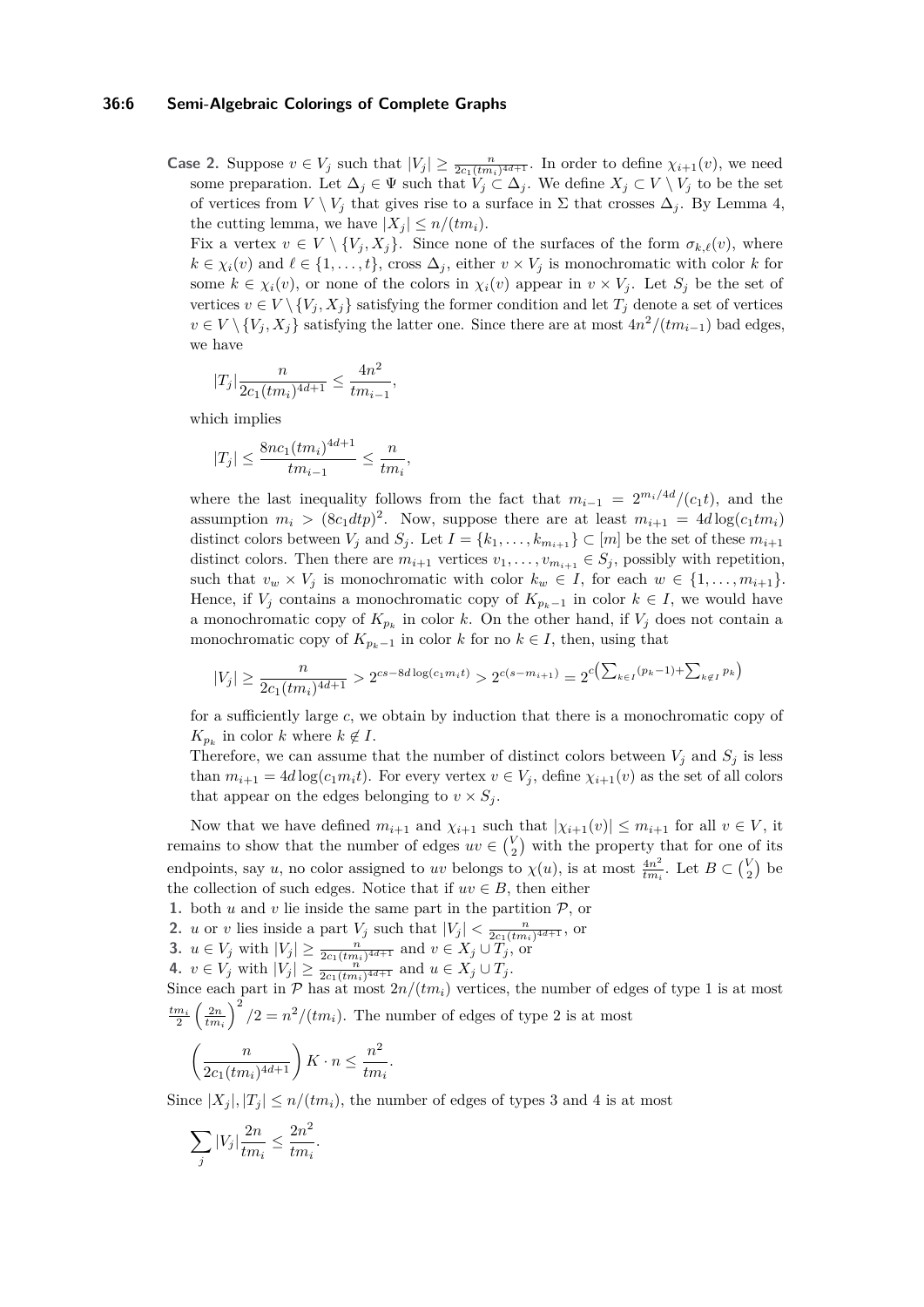**Case 2.** Suppose $v \in V_j$ such that $|V_j| \geq \frac{n}{2c_1(tm_i)^{4d+1}}$. In order to define $\chi_{i+1}(v)$, we need some preparation. Let $\Delta_j \in \Psi$ such that $V_j \subset \Delta_j$. We define $X_j \subset V \setminus V_j$ to be the set of vertices from $V \setminus V_j$ that gives rise to a surface in $\Sigma$ that crosses $\Delta_j$. By Lemma 4, the cutting lemma, we have $|X_j| \leq n/(tm_i)$.

Fix a vertex $v \in V \setminus \{V_j, X_j\}$. Since none of the surfaces of the form $\sigma_{k,\ell}(v)$, where $k \in \chi_i(v)$ and $\ell \in \{1, \ldots, t\}$, cross $\Delta_j$, either $v \times V_j$ is monochromatic with color $k$ for some $k \in \chi_i(v)$, or none of the colors in $\chi_i(v)$ appear in $v \times V_j$. Let $S_j$ be the set of vertices $v \in V \setminus \{V_j, X_j\}$ satisfying the former condition and let $T_j$ denote a set of vertices $v \in V \setminus \{V_j, X_j\}$ satisfying the latter one. Since there are at most $4n^2/(tm_{i-1})$ bad edges, we have

$$|T_j| \frac{n}{2c_1(tm_i)^{4d+1}} \leq \frac{4n^2}{tm_{i-1}},$$

which implies

$$|T_j| \leq \frac{8nc_1(tm_i)^{4d+1}}{tm_{i-1}} \leq \frac{n}{tm_i},$$

where the last inequality follows from the fact that $m_{i-1} = 2^{m_i/4d}/(c_1 t)$, and the assumption $m_i > (8c_1 dtp)^2$. Now, suppose there are at least $m_{i+1} = 4d \log(c_1 tm_i)$ distinct colors between $V_j$ and $S_j$. Let $I = \{k_1, \ldots, k_{m_{i+1}}\} \subset [m]$ be the set of these $m_{i+1}$ distinct colors. Then there are $m_{i+1}$ vertices $v_1, \ldots, v_{m_{i+1}} \in S_j$, possibly with repetition, such that $v_w \times V_j$ is monochromatic with color $k_w \in I$, for each $w \in \{1, \ldots, m_{i+1}\}$. Hence, if $V_j$ contains a monochromatic copy of $K_{p_k - 1}$ in color $k \in I$, we would have a monochromatic copy of $K_{p_k}$ in color $k$. On the other hand, if $V_j$ does not contain a monochromatic copy of $K_{p_k-1}$ in color $k$ for no $k \in I$, then, using that

$$|V_j| \geq \frac{n}{2c_1(tm_i)^{4d+1}} > 2^{cs - 8d\log(c_1 m_i t)} > 2^{c(s - m_{i+1})} = 2^{c\left(\sum_{k \in I}(p_k - 1) + \sum_{k \notin I} p_k\right)}$$

for a sufficiently large $c$, we obtain by induction that there is a monochromatic copy of $K_{p_k}$ in color $k$ where $k \notin I$.

Therefore, we can assume that the number of distinct colors between $V_j$ and $S_j$ is less than $m_{i+1} = 4d\log(c_1 m_i t)$. For every vertex $v \in V_j$, define $\chi_{i+1}(v)$ as the set of all colors that appear on the edges belonging to $v \times S_j$.

Now that we have defined $m_{i+1}$ and $\chi_{i+1}$ such that $|\chi_{i+1}(v)| \leq m_{i+1}$ for all $v \in V$, it remains to show that the number of edges $uv \in \binom{V}{2}$ with the property that for one of its endpoints, say $u$, no color assigned to $uv$ belongs to $\chi(u)$, is at most $\frac{4n^2}{tm_i}$. Let $B \subset \binom{V}{2}$ be the collection of such edges. Notice that if $uv \in B$, then either

1. both $u$ and $v$ lie inside the same part in the partition $\mathcal{P}$, or
2. $u$ or $v$ lies inside a part $V_j$ such that $|V_j| < \frac{n}{2c_1(tm_i)^{4d+1}}$, or
3. $u \in V_j$ with $|V_j| \geq \frac{n}{2c_1(tm_i)^{4d+1}}$ and $v \in X_j \cup T_j$, or
4. $v \in V_j$ with $|V_j| \geq \frac{n}{2c_1(tm_i)^{4d+1}}$ and $u \in X_j \cup T_j$.

Since each part in $\mathcal{P}$ has at most $2n/(tm_i)$ vertices, the number of edges of type 1 is at most $\frac{tm_i}{2}\left(\frac{2n}{tm_i}\right)^2/2 = n^2/(tm_i)$. The number of edges of type 2 is at most

$$\left(\frac{n}{2c_1(tm_i)^{4d+1}}\right) K \cdot n \leq \frac{n^2}{tm_i}.$$

Since $|X_j|, |T_j| \leq n/(tm_i)$, the number of edges of types 3 and 4 is at most

$$\sum_j |V_j| \frac{2n}{tm_i} \leq \frac{2n^2}{tm_i}.$$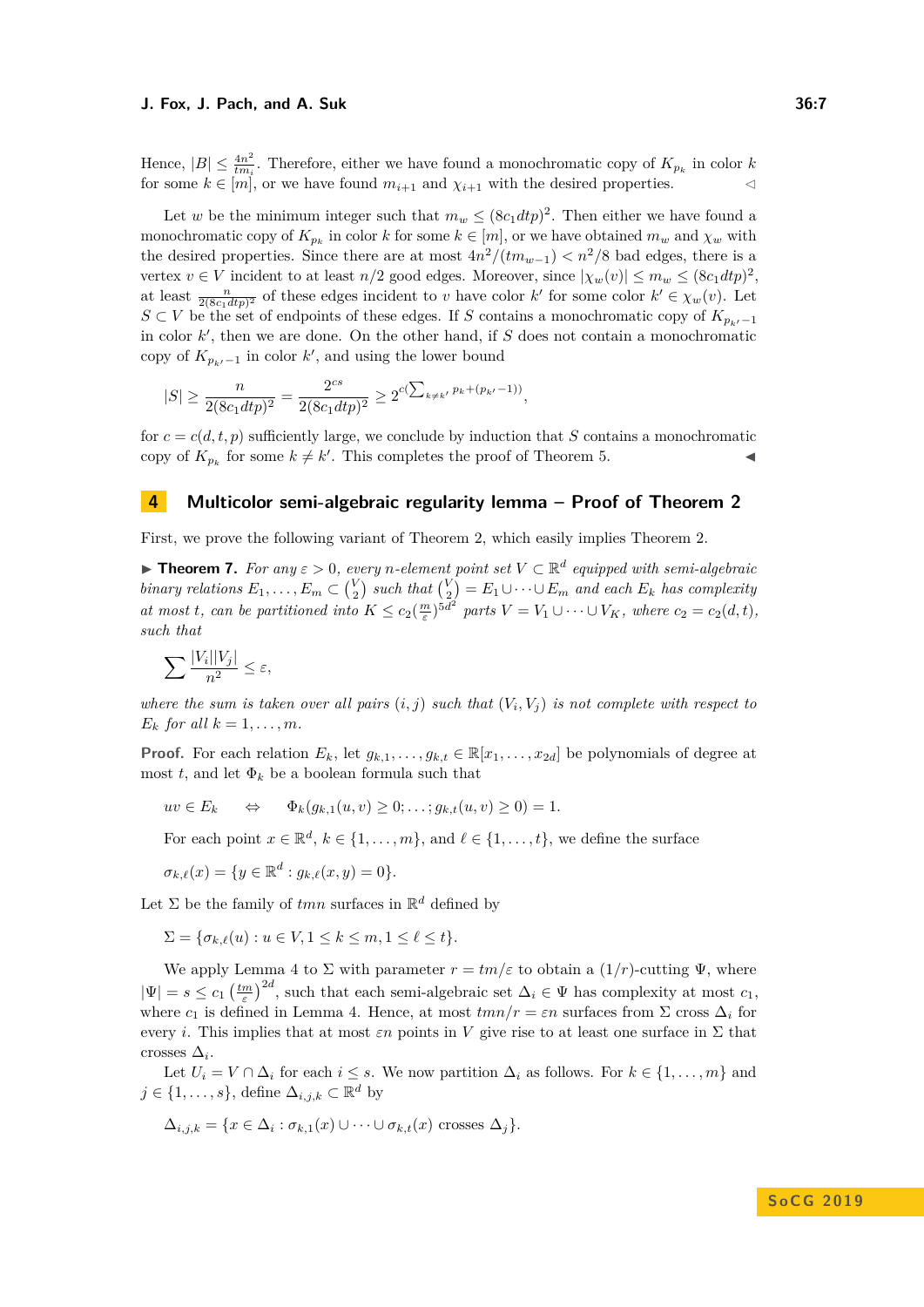Hence, $|B| \leq \frac{4n^2}{tm_i}$. Therefore, either we have found a monochromatic copy of $K_{p_k}$ in color $k$ for some $k \in [m]$, or we have found $m_{i+1}$ and $\chi_{i+1}$ with the desired properties. ◁

Let $w$ be the minimum integer such that $m_w \leq (8c_1dtp)^2$. Then either we have found a monochromatic copy of $K_{p_k}$ in color $k$ for some $k \in [m]$, or we have obtained $m_w$ and $\chi_w$ with the desired properties. Since there are at most $4n^2/(tm_{w-1}) < n^2/8$ bad edges, there is a vertex $v \in V$ incident to at least $n/2$ good edges. Moreover, since $|\chi_w(v)| \leq m_w \leq (8c_1dtp)^2$, at least $\frac{n}{2(8c_1dtp)^2}$ of these edges incident to $v$ have color $k'$ for some color $k' \in \chi_w(v)$. Let $S \subset V$ be the set of endpoints of these edges. If $S$ contains a monochromatic copy of $K_{p_{k'}-1}$ in color $k'$, then we are done. On the other hand, if $S$ does not contain a monochromatic copy of $K_{p_{k'}-1}$ in color $k'$, and using the lower bound

$$|S| \geq \frac{n}{2(8c_1dtp)^2} = \frac{2^{cs}}{2(8c_1dtp)^2} \geq 2^{c\left(\sum_{k\neq k'} p_k + (p_{k'}-1)\right)},$$

for $c = c(d,t,p)$ sufficiently large, we conclude by induction that $S$ contains a monochromatic copy of $K_{p_k}$ for some $k \neq k'$. This completes the proof of Theorem 5. ◀

## 4 Multicolor semi-algebraic regularity lemma – Proof of Theorem 2

First, we prove the following variant of Theorem 2, which easily implies Theorem 2.

▶ **Theorem 7.** *For any $\varepsilon > 0$, every $n$-element point set $V \subset \mathbb{R}^d$ equipped with semi-algebraic binary relations $E_1, \ldots, E_m \subset \binom{V}{2}$ such that $\binom{V}{2} = E_1 \cup \cdots \cup E_m$ and each $E_k$ has complexity at most $t$, can be partitioned into $K \leq c_2(\frac{m}{\varepsilon})^{5d^2}$ parts $V = V_1 \cup \cdots \cup V_K$, where $c_2 = c_2(d,t)$, such that*

$$\sum \frac{|V_i||V_j|}{n^2} \leq \varepsilon,$$

*where the sum is taken over all pairs $(i,j)$ such that $(V_i, V_j)$ is not complete with respect to $E_k$ for all $k = 1, \ldots, m$.*

**Proof.** For each relation $E_k$, let $g_{k,1}, \ldots, g_{k,t} \in \mathbb{R}[x_1, \ldots, x_{2d}]$ be polynomials of degree at most $t$, and let $\Phi_k$ be a boolean formula such that

$$uv \in E_k \quad \Leftrightarrow \quad \Phi_k(g_{k,1}(u,v) \geq 0; \ldots; g_{k,t}(u,v) \geq 0) = 1.$$

For each point $x \in \mathbb{R}^d$, $k \in \{1, \ldots, m\}$, and $\ell \in \{1, \ldots, t\}$, we define the surface

$$\sigma_{k,\ell}(x) = \{y \in \mathbb{R}^d : g_{k,\ell}(x,y) = 0\}.$$

Let $\Sigma$ be the family of $tmn$ surfaces in $\mathbb{R}^d$ defined by

$$\Sigma = \{\sigma_{k,\ell}(u) : u \in V, 1 \leq k \leq m, 1 \leq \ell \leq t\}.$$

We apply Lemma 4 to $\Sigma$ with parameter $r = tm/\varepsilon$ to obtain a $(1/r)$-cutting $\Psi$, where $|\Psi| = s \leq c_1\left(\frac{tm}{\varepsilon}\right)^{2d}$, such that each semi-algebraic set $\Delta_i \in \Psi$ has complexity at most $c_1$, where $c_1$ is defined in Lemma 4. Hence, at most $tmn/r = \varepsilon n$ surfaces from $\Sigma$ cross $\Delta_i$ for every $i$. This implies that at most $\varepsilon n$ points in $V$ give rise to at least one surface in $\Sigma$ that crosses $\Delta_i$.

Let $U_i = V \cap \Delta_i$ for each $i \leq s$. We now partition $\Delta_i$ as follows. For $k \in \{1, \ldots, m\}$ and $j \in \{1, \ldots, s\}$, define $\Delta_{i,j,k} \subset \mathbb{R}^d$ by

$$\Delta_{i,j,k} = \{x \in \Delta_i : \sigma_{k,1}(x) \cup \cdots \cup \sigma_{k,t}(x) \text{ crosses } \Delta_j\}.$$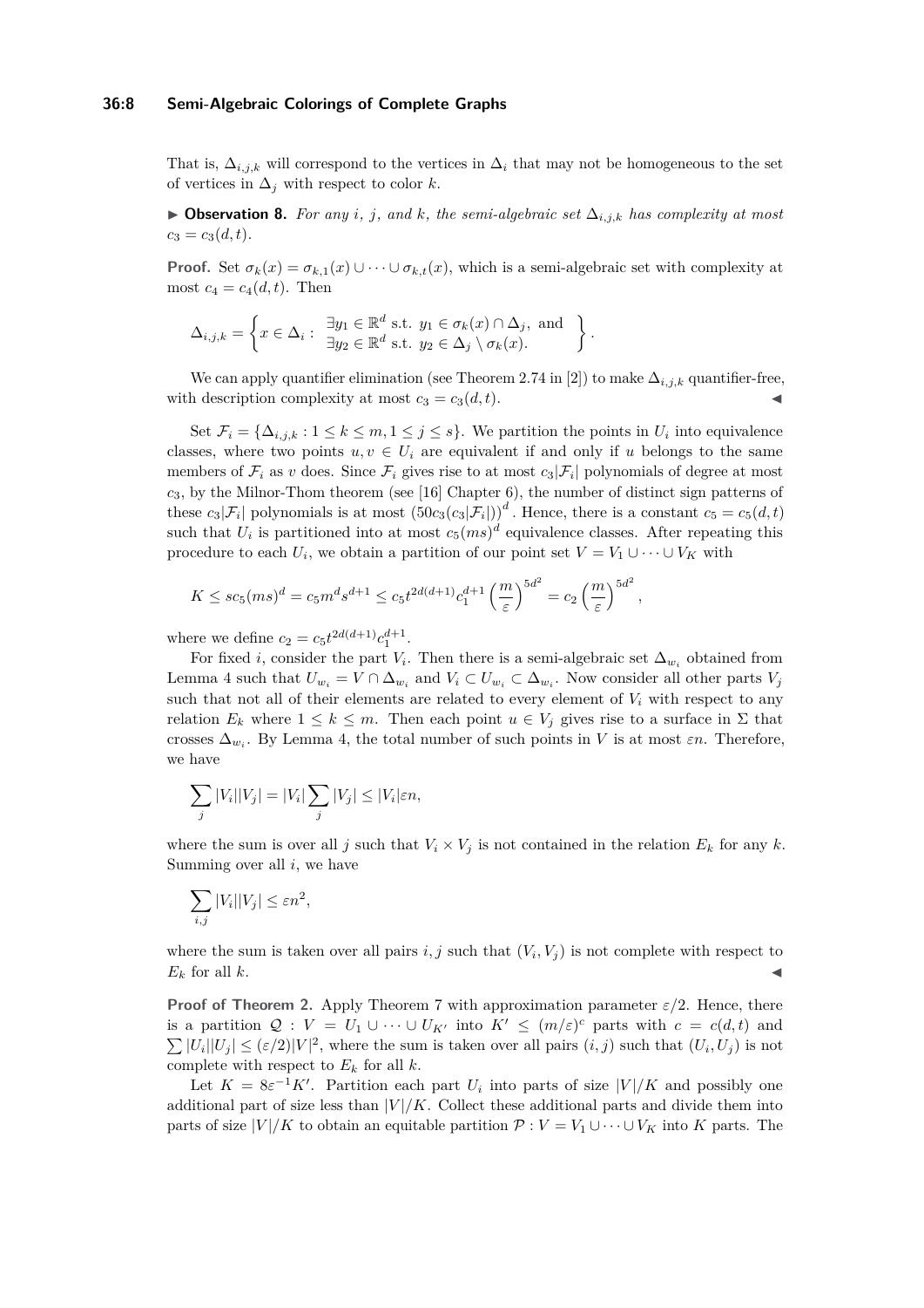That is, $\Delta_{i,j,k}$ will correspond to the vertices in $\Delta_i$ that may not be homogeneous to the set of vertices in $\Delta_j$ with respect to color $k$.

▶ **Observation 8.** *For any $i$, $j$, and $k$, the semi-algebraic set $\Delta_{i,j,k}$ has complexity at most $c_3 = c_3(d,t)$.*

**Proof.** Set $\sigma_k(x) = \sigma_{k,1}(x) \cup \cdots \cup \sigma_{k,t}(x)$, which is a semi-algebraic set with complexity at most $c_4 = c_4(d,t)$. Then

$$\Delta_{i,j,k} = \left\{ x \in \Delta_i : \begin{array}{l} \exists y_1 \in \mathbb{R}^d \text{ s.t. } y_1 \in \sigma_k(x) \cap \Delta_j, \text{ and} \\ \exists y_2 \in \mathbb{R}^d \text{ s.t. } y_2 \in \Delta_j \setminus \sigma_k(x). \end{array} \right\}.$$

We can apply quantifier elimination (see Theorem 2.74 in [2]) to make $\Delta_{i,j,k}$ quantifier-free, with description complexity at most $c_3 = c_3(d,t)$. ◀

Set $\mathcal{F}_i = \{\Delta_{i,j,k} : 1 \leq k \leq m, 1 \leq j \leq s\}$. We partition the points in $U_i$ into equivalence classes, where two points $u, v \in U_i$ are equivalent if and only if $u$ belongs to the same members of $\mathcal{F}_i$ as $v$ does. Since $\mathcal{F}_i$ gives rise to at most $c_3|\mathcal{F}_i|$ polynomials of degree at most $c_3$, by the Milnor-Thom theorem (see [16] Chapter 6), the number of distinct sign patterns of these $c_3|\mathcal{F}_i|$ polynomials is at most $(50c_3(c_3|\mathcal{F}_i|))^d$. Hence, there is a constant $c_5 = c_5(d,t)$ such that $U_i$ is partitioned into at most $c_5(ms)^d$ equivalence classes. After repeating this procedure to each $U_i$, we obtain a partition of our point set $V = V_1 \cup \cdots \cup V_K$ with

$$K \leq sc_5(ms)^d = c_5 m^d s^{d+1} \leq c_5 t^{2d(d+1)} c_1^{d+1} \left(\frac{m}{\varepsilon}\right)^{5d^2} = c_2 \left(\frac{m}{\varepsilon}\right)^{5d^2},$$

where we define $c_2 = c_5 t^{2d(d+1)} c_1^{d+1}$.

For fixed $i$, consider the part $V_i$. Then there is a semi-algebraic set $\Delta_{w_i}$ obtained from Lemma 4 such that $U_{w_i} = V \cap \Delta_{w_i}$ and $V_i \subset U_{w_i} \subset \Delta_{w_i}$. Now consider all other parts $V_j$ such that not all of their elements are related to every element of $V_i$ with respect to any relation $E_k$ where $1 \leq k \leq m$. Then each point $u \in V_j$ gives rise to a surface in $\Sigma$ that crosses $\Delta_{w_i}$. By Lemma 4, the total number of such points in $V$ is at most $\varepsilon n$. Therefore, we have

$$\sum_j |V_i||V_j| = |V_i| \sum_j |V_j| \leq |V_i| \varepsilon n,$$

where the sum is over all $j$ such that $V_i \times V_j$ is not contained in the relation $E_k$ for any $k$. Summing over all $i$, we have

$$\sum_{i,j} |V_i||V_j| \leq \varepsilon n^2,$$

where the sum is taken over all pairs $i, j$ such that $(V_i, V_j)$ is not complete with respect to $E_k$ for all $k$. ◀

**Proof of Theorem 2.** Apply Theorem 7 with approximation parameter $\varepsilon/2$. Hence, there is a partition $\mathcal{Q} : V = U_1 \cup \cdots \cup U_{K'}$ into $K' \leq (m/\varepsilon)^c$ parts with $c = c(d,t)$ and $\sum |U_i||U_j| \leq (\varepsilon/2)|V|^2$, where the sum is taken over all pairs $(i,j)$ such that $(U_i, U_j)$ is not complete with respect to $E_k$ for all $k$.

Let $K = 8\varepsilon^{-1}K'$. Partition each part $U_i$ into parts of size $|V|/K$ and possibly one additional part of size less than $|V|/K$. Collect these additional parts and divide them into parts of size $|V|/K$ to obtain an equitable partition $\mathcal{P} : V = V_1 \cup \cdots \cup V_K$ into $K$ parts. The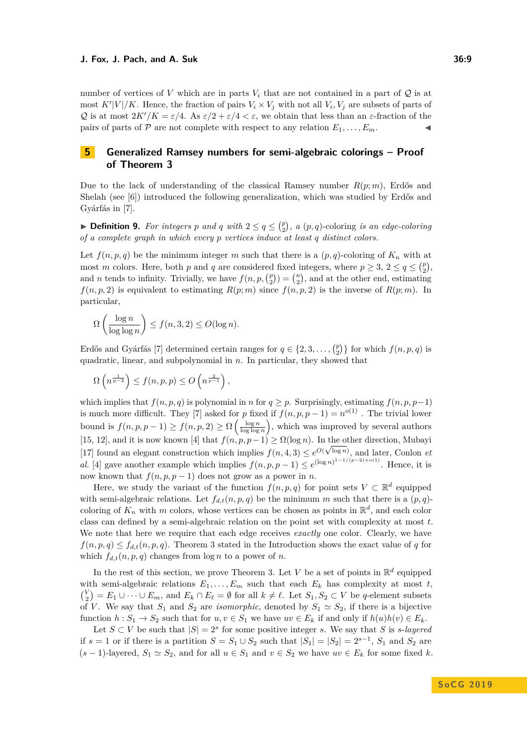number of vertices of $V$ which are in parts $V_i$ that are not contained in a part of $\mathcal{Q}$ is at most $K'|V|/K$. Hence, the fraction of pairs $V_i \times V_j$ with not all $V_i, V_j$ are subsets of parts of $\mathcal{Q}$ is at most $2K'/K = \varepsilon/4$. As $\varepsilon/2 + \varepsilon/4 < \varepsilon$, we obtain that less than an $\varepsilon$-fraction of the pairs of parts of $\mathcal{P}$ are not complete with respect to any relation $E_1, \ldots, E_m$. ◀

## 5 Generalized Ramsey numbers for semi-algebraic colorings – Proof of Theorem 3

Due to the lack of understanding of the classical Ramsey number $R(p; m)$, Erdős and Shelah (see [6]) introduced the following generalization, which was studied by Erdős and Gyárfás in [7].

▶ **Definition 9.** *For integers $p$ and $q$ with $2 \leq q \leq \binom{p}{2}$, a $(p, q)$-coloring is an edge-coloring of a complete graph in which every $p$ vertices induce at least $q$ distinct colors.*

Let $f(n, p, q)$ be the minimum integer $m$ such that there is a $(p, q)$-coloring of $K_n$ with at most $m$ colors. Here, both $p$ and $q$ are considered fixed integers, where $p \geq 3$, $2 \leq q \leq \binom{p}{2}$, and $n$ tends to infinity. Trivially, we have $f(n, p, \binom{p}{2}) = \binom{n}{2}$, and at the other end, estimating $f(n, p, 2)$ is equivalent to estimating $R(p; m)$ since $f(n, p, 2)$ is the inverse of $R(p; m)$. In particular,

$$\Omega\left(\frac{\log n}{\log \log n}\right) \leq f(n, 3, 2) \leq O(\log n).$$

Erdős and Gyárfás [7] determined certain ranges for $q \in \{2, 3, \ldots, \binom{p}{2}\}$ for which $f(n, p, q)$ is quadratic, linear, and subpolynomial in $n$. In particular, they showed that

$$\Omega\left(n^{\frac{1}{p-2}}\right) \leq f(n, p, p) \leq O\left(n^{\frac{2}{p-1}}\right),$$

which implies that $f(n, p, q)$ is polynomial in $n$ for $q \geq p$. Surprisingly, estimating $f(n, p, p-1)$ is much more difficult. They [7] asked for $p$ fixed if $f(n, p, p-1) = n^{o(1)}$. The trivial lower bound is $f(n, p, p-1) \geq f(n, p, 2) \geq \Omega\left(\frac{\log n}{\log \log n}\right)$, which was improved by several authors [15, 12], and it is now known [4] that $f(n, p, p-1) \geq \Omega(\log n)$. In the other direction, Mubayi [17] found an elegant construction which implies $f(n, 4, 3) \leq e^{O(\sqrt{\log n})}$, and later, Conlon *et al.* [4] gave another example which implies $f(n, p, p-1) \leq e^{(\log n)^{1-1/(p-2)+o(1)}}$. Hence, it is now known that $f(n, p, p-1)$ does not grow as a power in $n$.

Here, we study the variant of the function $f(n, p, q)$ for point sets $V \subset \mathbb{R}^d$ equipped with semi-algebraic relations. Let $f_{d,t}(n, p, q)$ be the minimum $m$ such that there is a $(p, q)$-coloring of $K_n$ with $m$ colors, whose vertices can be chosen as points in $\mathbb{R}^d$, and each color class can defined by a semi-algebraic relation on the point set with complexity at most $t$. We note that here we require that each edge receives *exactly* one color. Clearly, we have $f(n, p, q) \leq f_{d,t}(n, p, q)$. Theorem 3 stated in the Introduction shows the exact value of $q$ for which $f_{d,t}(n, p, q)$ changes from $\log n$ to a power of $n$.

In the rest of this section, we prove Theorem 3. Let $V$ be a set of points in $\mathbb{R}^d$ equipped with semi-algebraic relations $E_1, \ldots, E_m$ such that each $E_k$ has complexity at most $t$, $\binom{V}{2} = E_1 \cup \cdots \cup E_m$, and $E_k \cap E_\ell = \emptyset$ for all $k \neq \ell$. Let $S_1, S_2 \subset V$ be $q$-element subsets of $V$. We say that $S_1$ and $S_2$ are *isomorphic*, denoted by $S_1 \simeq S_2$, if there is a bijective function $h : S_1 \to S_2$ such that for $u, v \in S_1$ we have $uv \in E_k$ if and only if $h(u)h(v) \in E_k$.

Let $S \subset V$ be such that $|S| = 2^s$ for some positive integer $s$. We say that $S$ is *s-layered* if $s = 1$ or if there is a partition $S = S_1 \cup S_2$ such that $|S_1| = |S_2| = 2^{s-1}$, $S_1$ and $S_2$ are $(s-1)$-layered, $S_1 \simeq S_2$, and for all $u \in S_1$ and $v \in S_2$ we have $uv \in E_k$ for some fixed $k$.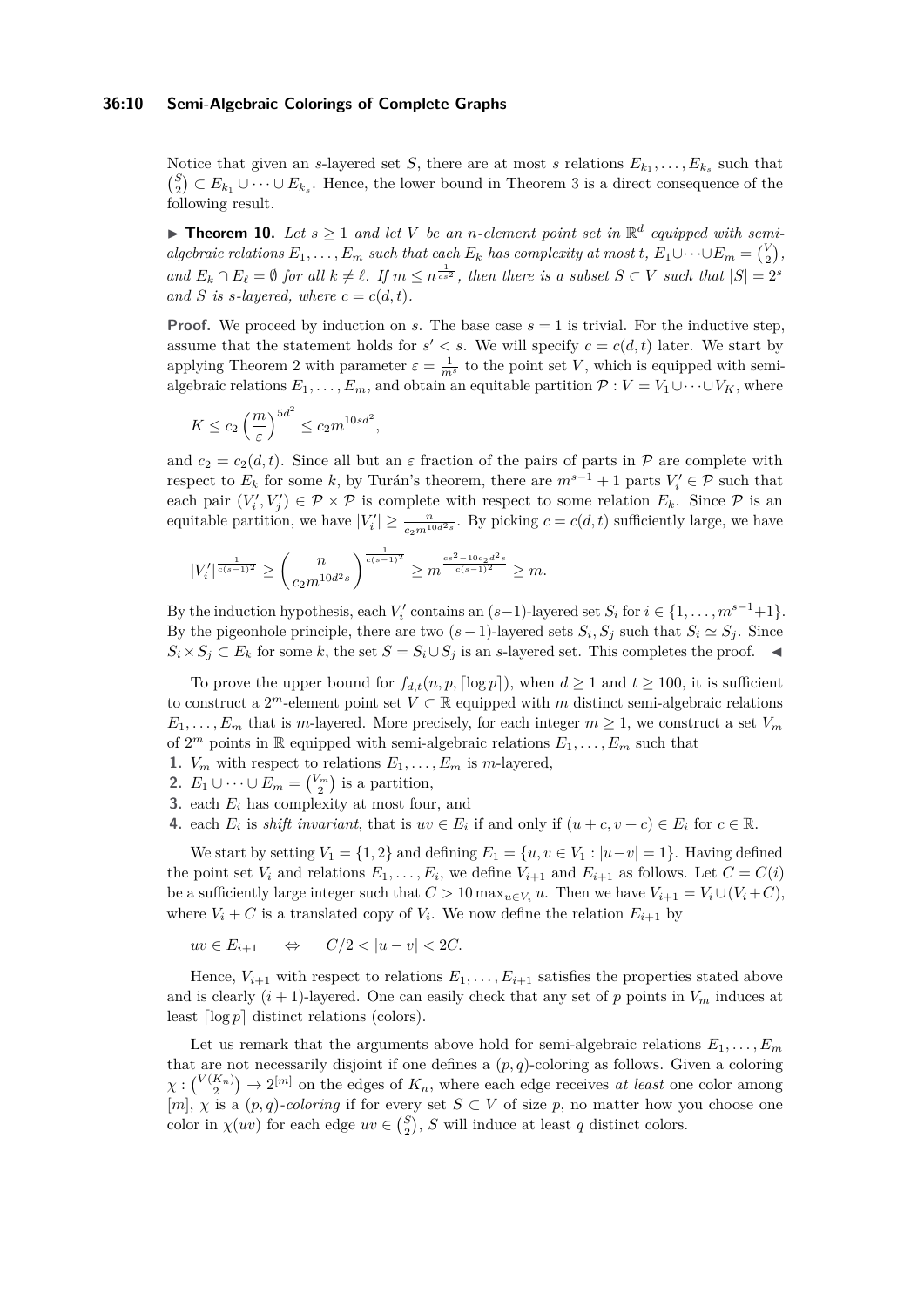Notice that given an $s$-layered set $S$, there are at most $s$ relations $E_{k_1}, \ldots, E_{k_s}$ such that $\binom{S}{2} \subset E_{k_1} \cup \cdots \cup E_{k_s}$. Hence, the lower bound in Theorem 3 is a direct consequence of the following result.

▶ **Theorem 10.** *Let $s \geq 1$ and let $V$ be an $n$-element point set in $\mathbb{R}^d$ equipped with semi-algebraic relations $E_1, \ldots, E_m$ such that each $E_k$ has complexity at most $t$, $E_1 \cup \cdots \cup E_m = \binom{V}{2}$, and $E_k \cap E_\ell = \emptyset$ for all $k \neq \ell$. If $m \leq n^{\frac{1}{cs^2}}$, then there is a subset $S \subset V$ such that $|S| = 2^s$ and $S$ is $s$-layered, where $c = c(d,t)$.*

**Proof.** We proceed by induction on $s$. The base case $s = 1$ is trivial. For the inductive step, assume that the statement holds for $s' < s$. We will specify $c = c(d,t)$ later. We start by applying Theorem 2 with parameter $\varepsilon = \frac{1}{m^s}$ to the point set $V$, which is equipped with semi-algebraic relations $E_1, \ldots, E_m$, and obtain an equitable partition $\mathcal{P} : V = V_1 \cup \cdots \cup V_K$, where

$$K \leq c_2 \left(\frac{m}{\varepsilon}\right)^{5d^2} \leq c_2 m^{10sd^2},$$

and $c_2 = c_2(d,t)$. Since all but an $\varepsilon$ fraction of the pairs of parts in $\mathcal{P}$ are complete with respect to $E_k$ for some $k$, by Turán's theorem, there are $m^{s-1} + 1$ parts $V_i' \in \mathcal{P}$ such that each pair $(V_i', V_j') \in \mathcal{P} \times \mathcal{P}$ is complete with respect to some relation $E_k$. Since $\mathcal{P}$ is an equitable partition, we have $|V_i'| \geq \frac{n}{c_2 m^{10d^2 s}}$. By picking $c = c(d,t)$ sufficiently large, we have

$$|V_i'|^{\frac{1}{c(s-1)^2}} \geq \left(\frac{n}{c_2 m^{10d^2 s}}\right)^{\frac{1}{c(s-1)^2}} \geq m^{\frac{cs^2 - 10c_2 d^2 s}{c(s-1)^2}} \geq m.$$

By the induction hypothesis, each $V_i'$ contains an $(s-1)$-layered set $S_i$ for $i \in \{1, \ldots, m^{s-1}+1\}$. By the pigeonhole principle, there are two $(s-1)$-layered sets $S_i, S_j$ such that $S_i \simeq S_j$. Since $S_i \times S_j \subset E_k$ for some $k$, the set $S = S_i \cup S_j$ is an $s$-layered set. This completes the proof. ◀

To prove the upper bound for $f_{d,t}(n, p, \lceil \log p \rceil)$, when $d \geq 1$ and $t \geq 100$, it is sufficient to construct a $2^m$-element point set $V \subset \mathbb{R}$ equipped with $m$ distinct semi-algebraic relations $E_1, \ldots, E_m$ that is $m$-layered. More precisely, for each integer $m \geq 1$, we construct a set $V_m$ of $2^m$ points in $\mathbb{R}$ equipped with semi-algebraic relations $E_1, \ldots, E_m$ such that

1. $V_m$ with respect to relations $E_1, \ldots, E_m$ is $m$-layered,
2. $E_1 \cup \cdots \cup E_m = \binom{V_m}{2}$ is a partition,
3. each $E_i$ has complexity at most four, and
4. each $E_i$ is *shift invariant*, that is $uv \in E_i$ if and only if $(u+c, v+c) \in E_i$ for $c \in \mathbb{R}$.

We start by setting $V_1 = \{1, 2\}$ and defining $E_1 = \{u, v \in V_1 : |u - v| = 1\}$. Having defined the point set $V_i$ and relations $E_1, \ldots, E_i$, we define $V_{i+1}$ and $E_{i+1}$ as follows. Let $C = C(i)$ be a sufficiently large integer such that $C > 10 \max_{u \in V_i} u$. Then we have $V_{i+1} = V_i \cup (V_i + C)$, where $V_i + C$ is a translated copy of $V_i$. We now define the relation $E_{i+1}$ by

$$uv \in E_{i+1} \quad \Leftrightarrow \quad C/2 < |u - v| < 2C.$$

Hence, $V_{i+1}$ with respect to relations $E_1, \ldots, E_{i+1}$ satisfies the properties stated above and is clearly $(i+1)$-layered. One can easily check that any set of $p$ points in $V_m$ induces at least $\lceil \log p \rceil$ distinct relations (colors).

Let us remark that the arguments above hold for semi-algebraic relations $E_1, \ldots, E_m$ that are not necessarily disjoint if one defines a $(p,q)$-coloring as follows. Given a coloring $\chi : \binom{V(K_n)}{2} \to 2^{[m]}$ on the edges of $K_n$, where each edge receives *at least* one color among $[m]$, $\chi$ is a *$(p,q)$-coloring* if for every set $S \subset V$ of size $p$, no matter how you choose one color in $\chi(uv)$ for each edge $uv \in \binom{S}{2}$, $S$ will induce at least $q$ distinct colors.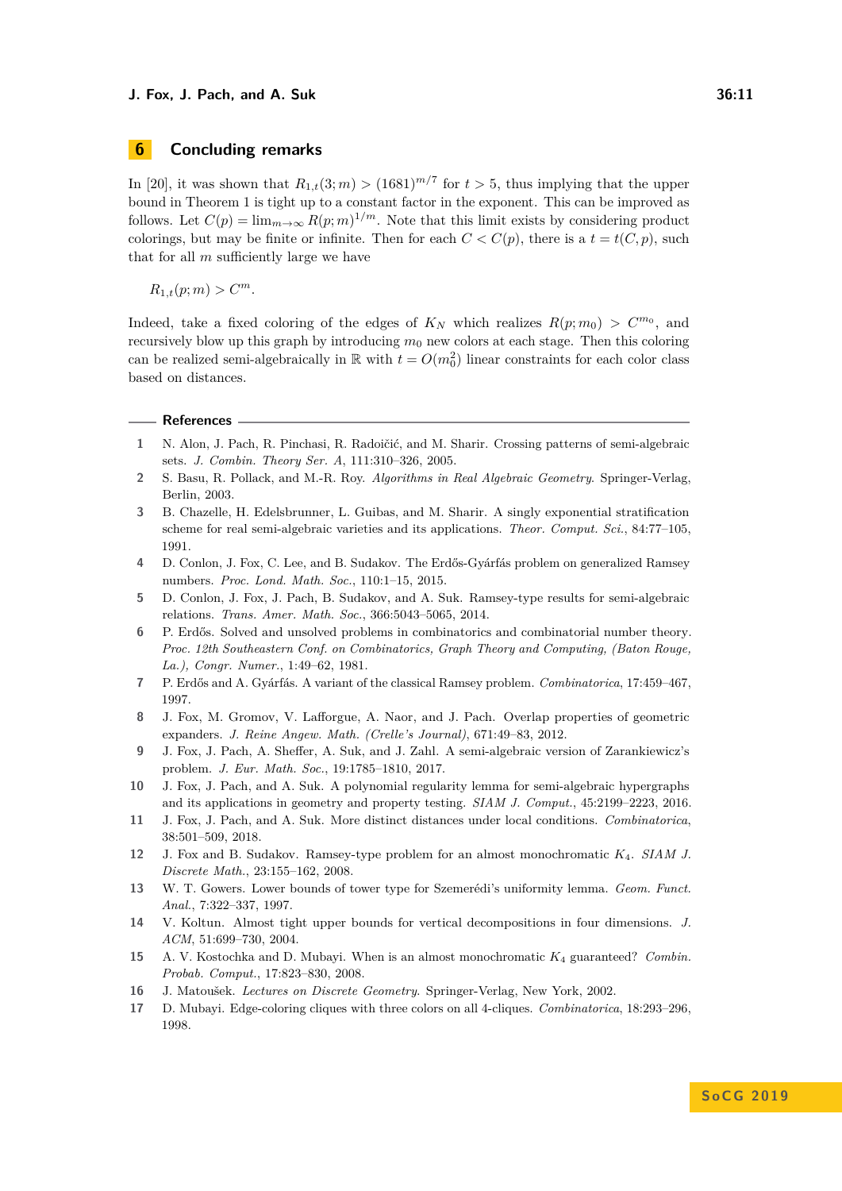## 6 Concluding remarks

In [20], it was shown that $R_{1,t}(3;m) > (1681)^{m/7}$ for $t > 5$, thus implying that the upper bound in Theorem 1 is tight up to a constant factor in the exponent. This can be improved as follows. Let $C(p) = \lim_{m\to\infty} R(p;m)^{1/m}$. Note that this limit exists by considering product colorings, but may be finite or infinite. Then for each $C < C(p)$, there is a $t = t(C,p)$, such that for all $m$ sufficiently large we have

$$R_{1,t}(p;m) > C^m.$$

Indeed, take a fixed coloring of the edges of $K_N$ which realizes $R(p;m_0) > C^{m_0}$, and recursively blow up this graph by introducing $m_0$ new colors at each stage. Then this coloring can be realized semi-algebraically in $\mathbb{R}$ with $t = O(m_0^2)$ linear constraints for each color class based on distances.

### References

1. N. Alon, J. Pach, R. Pinchasi, R. Radoičić, and M. Sharir. Crossing patterns of semi-algebraic sets. *J. Combin. Theory Ser. A*, 111:310–326, 2005.
2. S. Basu, R. Pollack, and M.-R. Roy. *Algorithms in Real Algebraic Geometry*. Springer-Verlag, Berlin, 2003.
3. B. Chazelle, H. Edelsbrunner, L. Guibas, and M. Sharir. A singly exponential stratification scheme for real semi-algebraic varieties and its applications. *Theor. Comput. Sci.*, 84:77–105, 1991.
4. D. Conlon, J. Fox, C. Lee, and B. Sudakov. The Erdős-Gyárfás problem on generalized Ramsey numbers. *Proc. Lond. Math. Soc.*, 110:1–15, 2015.
5. D. Conlon, J. Fox, J. Pach, B. Sudakov, and A. Suk. Ramsey-type results for semi-algebraic relations. *Trans. Amer. Math. Soc.*, 366:5043–5065, 2014.
6. P. Erdős. Solved and unsolved problems in combinatorics and combinatorial number theory. *Proc. 12th Southeastern Conf. on Combinatorics, Graph Theory and Computing, (Baton Rouge, La.), Congr. Numer.*, 1:49–62, 1981.
7. P. Erdős and A. Gyárfás. A variant of the classical Ramsey problem. *Combinatorica*, 17:459–467, 1997.
8. J. Fox, M. Gromov, V. Lafforgue, A. Naor, and J. Pach. Overlap properties of geometric expanders. *J. Reine Angew. Math. (Crelle's Journal)*, 671:49–83, 2012.
9. J. Fox, J. Pach, A. Sheffer, A. Suk, and J. Zahl. A semi-algebraic version of Zarankiewicz's problem. *J. Eur. Math. Soc.*, 19:1785–1810, 2017.
10. J. Fox, J. Pach, and A. Suk. A polynomial regularity lemma for semi-algebraic hypergraphs and its applications in geometry and property testing. *SIAM J. Comput.*, 45:2199–2223, 2016.
11. J. Fox, J. Pach, and A. Suk. More distinct distances under local conditions. *Combinatorica*, 38:501–509, 2018.
12. J. Fox and B. Sudakov. Ramsey-type problem for an almost monochromatic $K_4$. *SIAM J. Discrete Math.*, 23:155–162, 2008.
13. W. T. Gowers. Lower bounds of tower type for Szemerédi's uniformity lemma. *Geom. Funct. Anal.*, 7:322–337, 1997.
14. V. Koltun. Almost tight upper bounds for vertical decompositions in four dimensions. *J. ACM*, 51:699–730, 2004.
15. A. V. Kostochka and D. Mubayi. When is an almost monochromatic $K_4$ guaranteed? *Combin. Probab. Comput.*, 17:823–830, 2008.
16. J. Matoušek. *Lectures on Discrete Geometry*. Springer-Verlag, New York, 2002.
17. D. Mubayi. Edge-coloring cliques with three colors on all 4-cliques. *Combinatorica*, 18:293–296, 1998.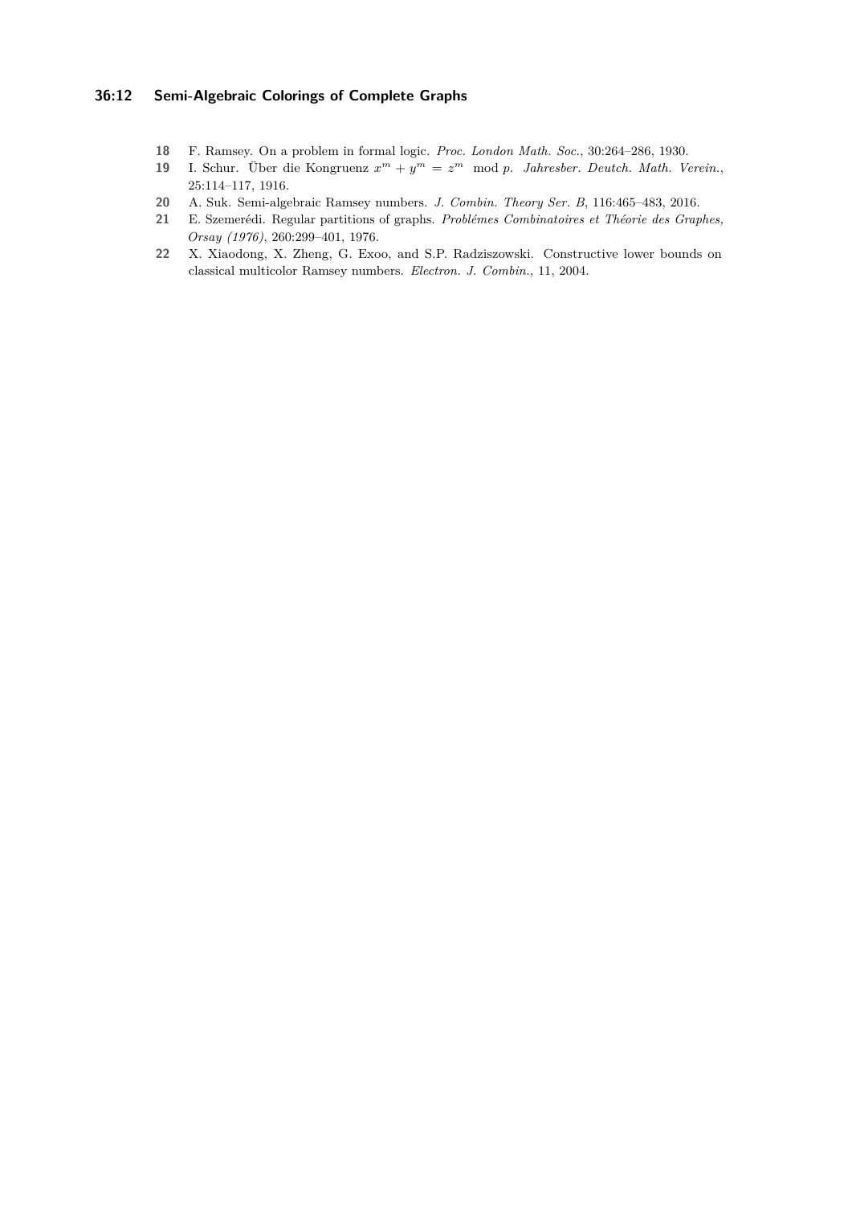18 F. Ramsey. On a problem in formal logic. *Proc. London Math. Soc.*, 30:264–286, 1930.

19 I. Schur. Über die Kongruenz $x^m + y^m = z^m \mod p$. *Jahresber. Deutch. Math. Verein.*, 25:114–117, 1916.

20 A. Suk. Semi-algebraic Ramsey numbers. *J. Combin. Theory Ser. B*, 116:465–483, 2016.

21 E. Szemerédi. Regular partitions of graphs. *Problémes Combinatoires et Théorie des Graphes, Orsay (1976)*, 260:299–401, 1976.

22 X. Xiaodong, X. Zheng, G. Exoo, and S.P. Radziszowski. Constructive lower bounds on classical multicolor Ramsey numbers. *Electron. J. Combin.*, 11, 2004.